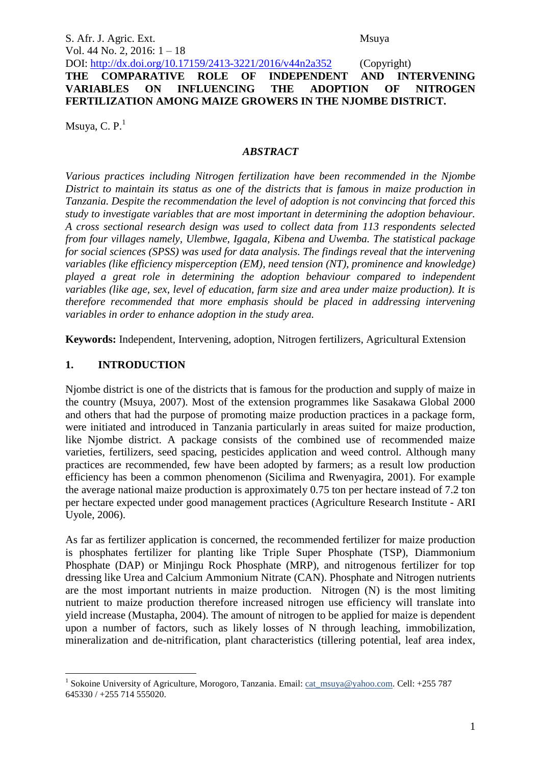# THE COMPARATIVE ROLE OF INDEPENDENT AND INTERVENING VARIABLES ON INFLUENCING THE ADOPTION OF NITROGEN FERTILIZATION AMONG MAIZE GROWERS IN THE NJOMBE DISTRICT.

Msuya, C. P.[1]

## *ABSTRACT*

*Various practices including Nitrogen fertilization have been recommended in the Njombe District to maintain its status as one of the districts that is famous in maize production in Tanzania. Despite the recommendation the level of adoption is not convincing that forced this study to investigate variables that are most important in determining the adoption behaviour. A cross sectional research design was used to collect data from 113 respondents selected from four villages namely, Ulembwe, Igagala, Kibena and Uwemba. The statistical package for social sciences (SPSS) was used for data analysis. The findings reveal that the intervening variables (like efficiency misperception (EM), need tension (NT), prominence and knowledge) played a great role in determining the adoption behaviour compared to independent variables (like age, sex, level of education, farm size and area under maize production). It is therefore recommended that more emphasis should be placed in addressing intervening variables in order to enhance adoption in the study area.*

**Keywords:** Independent, Intervening, adoption, Nitrogen fertilizers, Agricultural Extension

## 1. INTRODUCTION

Njombe district is one of the districts that is famous for the production and supply of maize in the country (Msuya, 2007). Most of the extension programmes like Sasakawa Global 2000 and others that had the purpose of promoting maize production practices in a package form, were initiated and introduced in Tanzania particularly in areas suited for maize production, like Njombe district. A package consists of the combined use of recommended maize varieties, fertilizers, seed spacing, pesticides application and weed control. Although many practices are recommended, few have been adopted by farmers; as a result low production efficiency has been a common phenomenon (Sicilima and Rwenyagira, 2001). For example the average national maize production is approximately 0.75 ton per hectare instead of 7.2 ton per hectare expected under good management practices (Agriculture Research Institute - ARI Uyole, 2006).

As far as fertilizer application is concerned, the recommended fertilizer for maize production is phosphates fertilizer for planting like Triple Super Phosphate (TSP), Diammonium Phosphate (DAP) or Minjingu Rock Phosphate (MRP), and nitrogenous fertilizer for top dressing like Urea and Calcium Ammonium Nitrate (CAN). Phosphate and Nitrogen nutrients are the most important nutrients in maize production. Nitrogen (N) is the most limiting nutrient to maize production therefore increased nitrogen use efficiency will translate into yield increase (Mustapha, 2004). The amount of nitrogen to be applied for maize is dependent upon a number of factors, such as likely losses of N through leaching, immobilization, mineralization and de-nitrification, plant characteristics (tillering potential, leaf area index,

[1] Sokoine University of Agriculture, Morogoro, Tanzania. Email: cat_msuya@yahoo.com. Cell: +255 787 645330 / +255 714 555020.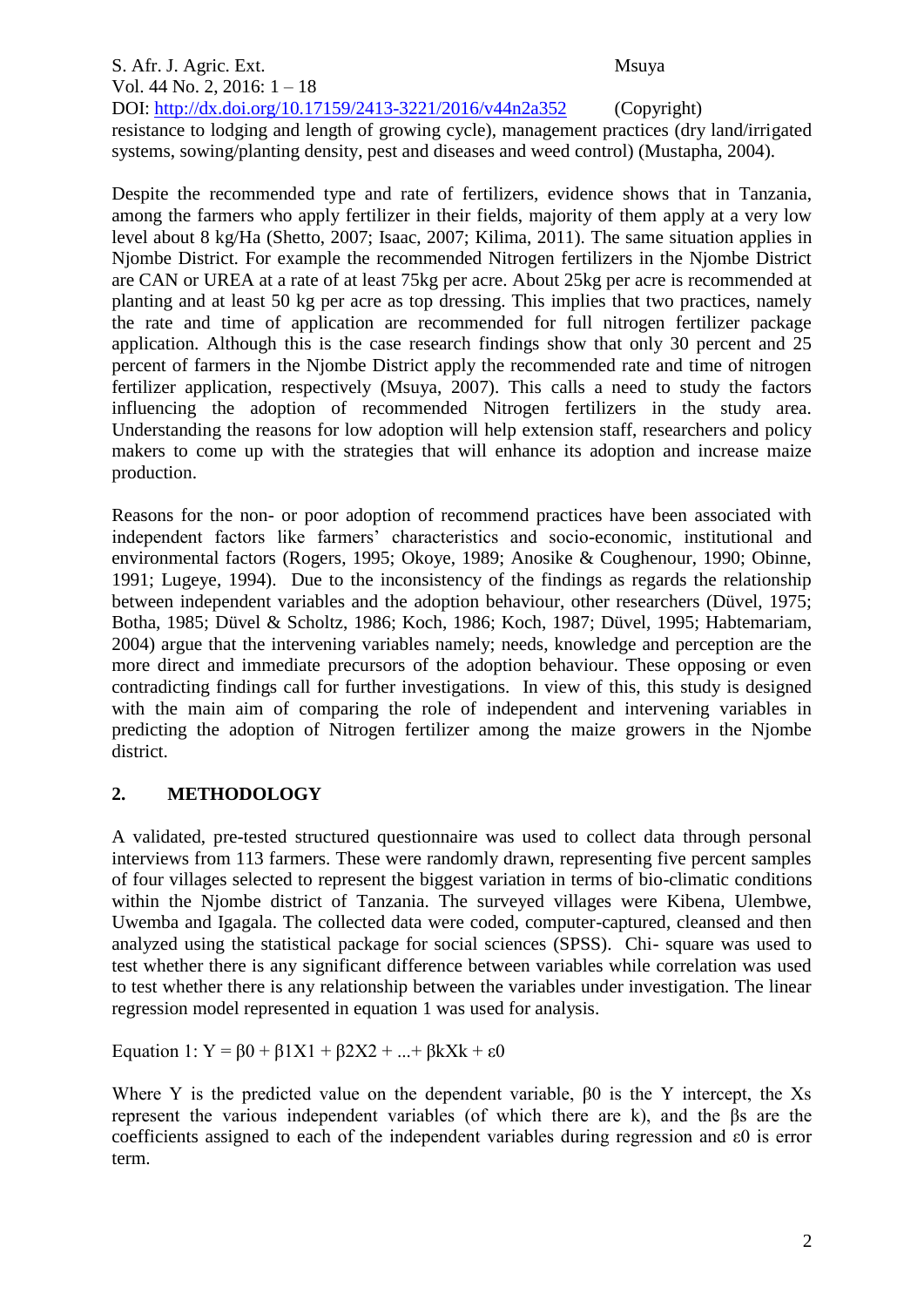resistance to lodging and length of growing cycle), management practices (dry land/irrigated systems, sowing/planting density, pest and diseases and weed control) (Mustapha, 2004).

Despite the recommended type and rate of fertilizers, evidence shows that in Tanzania, among the farmers who apply fertilizer in their fields, majority of them apply at a very low level about 8 kg/Ha (Shetto, 2007; Isaac, 2007; Kilima, 2011). The same situation applies in Njombe District. For example the recommended Nitrogen fertilizers in the Njombe District are CAN or UREA at a rate of at least 75kg per acre. About 25kg per acre is recommended at planting and at least 50 kg per acre as top dressing. This implies that two practices, namely the rate and time of application are recommended for full nitrogen fertilizer package application. Although this is the case research findings show that only 30 percent and 25 percent of farmers in the Njombe District apply the recommended rate and time of nitrogen fertilizer application, respectively (Msuya, 2007). This calls a need to study the factors influencing the adoption of recommended Nitrogen fertilizers in the study area. Understanding the reasons for low adoption will help extension staff, researchers and policy makers to come up with the strategies that will enhance its adoption and increase maize production.

Reasons for the non- or poor adoption of recommend practices have been associated with independent factors like farmers' characteristics and socio-economic, institutional and environmental factors (Rogers, 1995; Okoye, 1989; Anosike & Coughenour, 1990; Obinne, 1991; Lugeye, 1994). Due to the inconsistency of the findings as regards the relationship between independent variables and the adoption behaviour, other researchers (Düvel, 1975; Botha, 1985; Düvel & Scholtz, 1986; Koch, 1986; Koch, 1987; Düvel, 1995; Habtemariam, 2004) argue that the intervening variables namely; needs, knowledge and perception are the more direct and immediate precursors of the adoption behaviour. These opposing or even contradicting findings call for further investigations. In view of this, this study is designed with the main aim of comparing the role of independent and intervening variables in predicting the adoption of Nitrogen fertilizer among the maize growers in the Njombe district.

## 2. METHODOLOGY

A validated, pre-tested structured questionnaire was used to collect data through personal interviews from 113 farmers. These were randomly drawn, representing five percent samples of four villages selected to represent the biggest variation in terms of bio-climatic conditions within the Njombe district of Tanzania. The surveyed villages were Kibena, Ulembwe, Uwemba and Igagala. The collected data were coded, computer-captured, cleansed and then analyzed using the statistical package for social sciences (SPSS). Chi- square was used to test whether there is any significant difference between variables while correlation was used to test whether there is any relationship between the variables under investigation. The linear regression model represented in equation 1 was used for analysis.

Equation 1: $Y = \beta_0 + \beta_1X_1 + \beta_2X_2 + ...+ \beta_kX_k + \varepsilon_0$

Where Y is the predicted value on the dependent variable, $\beta_0$ is the Y intercept, the Xs represent the various independent variables (of which there are k), and the $\beta$s are the coefficients assigned to each of the independent variables during regression and $\varepsilon_0$ is error term.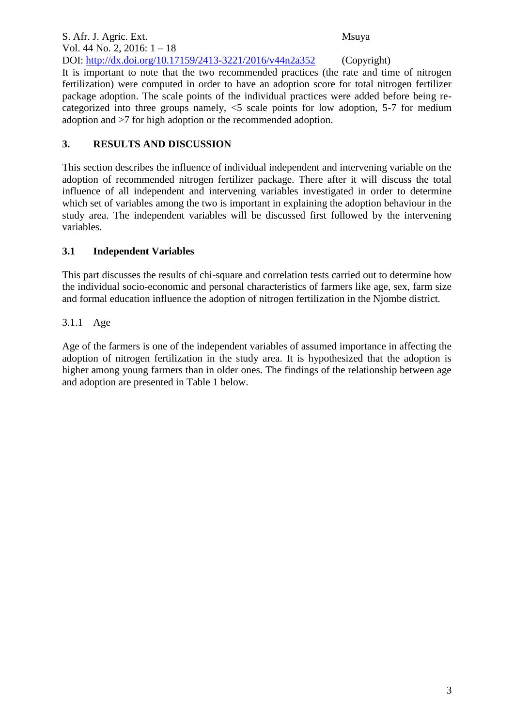It is important to note that the two recommended practices (the rate and time of nitrogen fertilization) were computed in order to have an adoption score for total nitrogen fertilizer package adoption. The scale points of the individual practices were added before being re-categorized into three groups namely, <5 scale points for low adoption, 5-7 for medium adoption and >7 for high adoption or the recommended adoption.

## 3. RESULTS AND DISCUSSION

This section describes the influence of individual independent and intervening variable on the adoption of recommended nitrogen fertilizer package. There after it will discuss the total influence of all independent and intervening variables investigated in order to determine which set of variables among the two is important in explaining the adoption behaviour in the study area. The independent variables will be discussed first followed by the intervening variables.

### 3.1 Independent Variables

This part discusses the results of chi-square and correlation tests carried out to determine how the individual socio-economic and personal characteristics of farmers like age, sex, farm size and formal education influence the adoption of nitrogen fertilization in the Njombe district.

#### 3.1.1 Age

Age of the farmers is one of the independent variables of assumed importance in affecting the adoption of nitrogen fertilization in the study area. It is hypothesized that the adoption is higher among young farmers than in older ones. The findings of the relationship between age and adoption are presented in Table 1 below.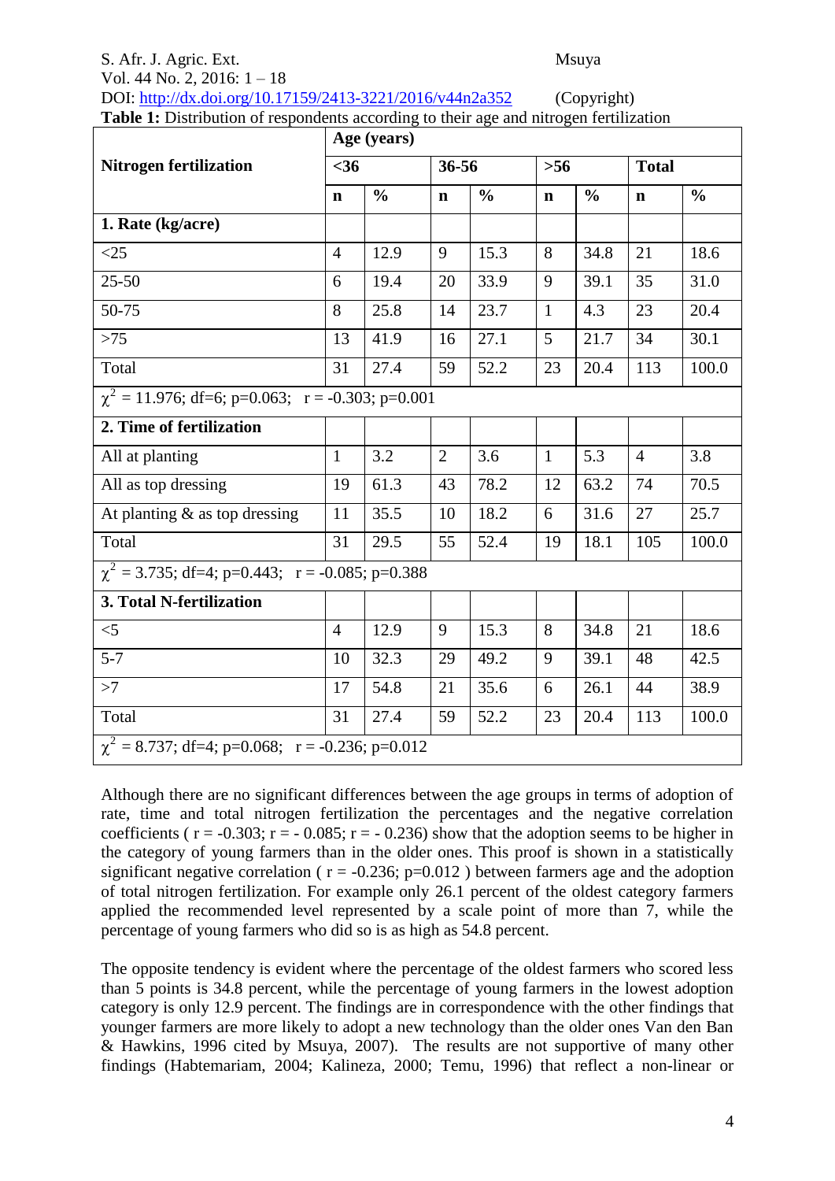**Table 1:** Distribution of respondents according to their age and nitrogen fertilization

| Nitrogen fertilization | Age (years) | | | | | | | |
|---|---|---|---|---|---|---|---|---|
| | <36 | | 36-56 | | >56 | | Total | |
| | n | % | n | % | n | % | n | % |
| **1. Rate (kg/acre)** | | | | | | | | |
| <25 | 4 | 12.9 | 9 | 15.3 | 8 | 34.8 | 21 | 18.6 |
| 25-50 | 6 | 19.4 | 20 | 33.9 | 9 | 39.1 | 35 | 31.0 |
| 50-75 | 8 | 25.8 | 14 | 23.7 | 1 | 4.3 | 23 | 20.4 |
| >75 | 13 | 41.9 | 16 | 27.1 | 5 | 21.7 | 34 | 30.1 |
| Total | 31 | 27.4 | 59 | 52.2 | 23 | 20.4 | 113 | 100.0 |
| $\chi^2$ = 11.976; df=6; p=0.063; r = -0.303; p=0.001 | | | | | | | | |
| **2. Time of fertilization** | | | | | | | | |
| All at planting | 1 | 3.2 | 2 | 3.6 | 1 | 5.3 | 4 | 3.8 |
| All as top dressing | 19 | 61.3 | 43 | 78.2 | 12 | 63.2 | 74 | 70.5 |
| At planting & as top dressing | 11 | 35.5 | 10 | 18.2 | 6 | 31.6 | 27 | 25.7 |
| Total | 31 | 29.5 | 55 | 52.4 | 19 | 18.1 | 105 | 100.0 |
| $\chi^2$ = 3.735; df=4; p=0.443; r = -0.085; p=0.388 | | | | | | | | |
| **3. Total N-fertilization** | | | | | | | | |
| <5 | 4 | 12.9 | 9 | 15.3 | 8 | 34.8 | 21 | 18.6 |
| 5-7 | 10 | 32.3 | 29 | 49.2 | 9 | 39.1 | 48 | 42.5 |
| >7 | 17 | 54.8 | 21 | 35.6 | 6 | 26.1 | 44 | 38.9 |
| Total | 31 | 27.4 | 59 | 52.2 | 23 | 20.4 | 113 | 100.0 |
| $\chi^2$ = 8.737; df=4; p=0.068; r = -0.236; p=0.012 | | | | | | | | |

Although there are no significant differences between the age groups in terms of adoption of rate, time and total nitrogen fertilization the percentages and the negative correlation coefficients ( r = -0.303; r = - 0.085; r = - 0.236) show that the adoption seems to be higher in the category of young farmers than in the older ones. This proof is shown in a statistically significant negative correlation ( r = -0.236; p=0.012 ) between farmers age and the adoption of total nitrogen fertilization. For example only 26.1 percent of the oldest category farmers applied the recommended level represented by a scale point of more than 7, while the percentage of young farmers who did so is as high as 54.8 percent.

The opposite tendency is evident where the percentage of the oldest farmers who scored less than 5 points is 34.8 percent, while the percentage of young farmers in the lowest adoption category is only 12.9 percent. The findings are in correspondence with the other findings that younger farmers are more likely to adopt a new technology than the older ones Van den Ban & Hawkins, 1996 cited by Msuya, 2007). The results are not supportive of many other findings (Habtemariam, 2004; Kalineza, 2000; Temu, 1996) that reflect a non-linear or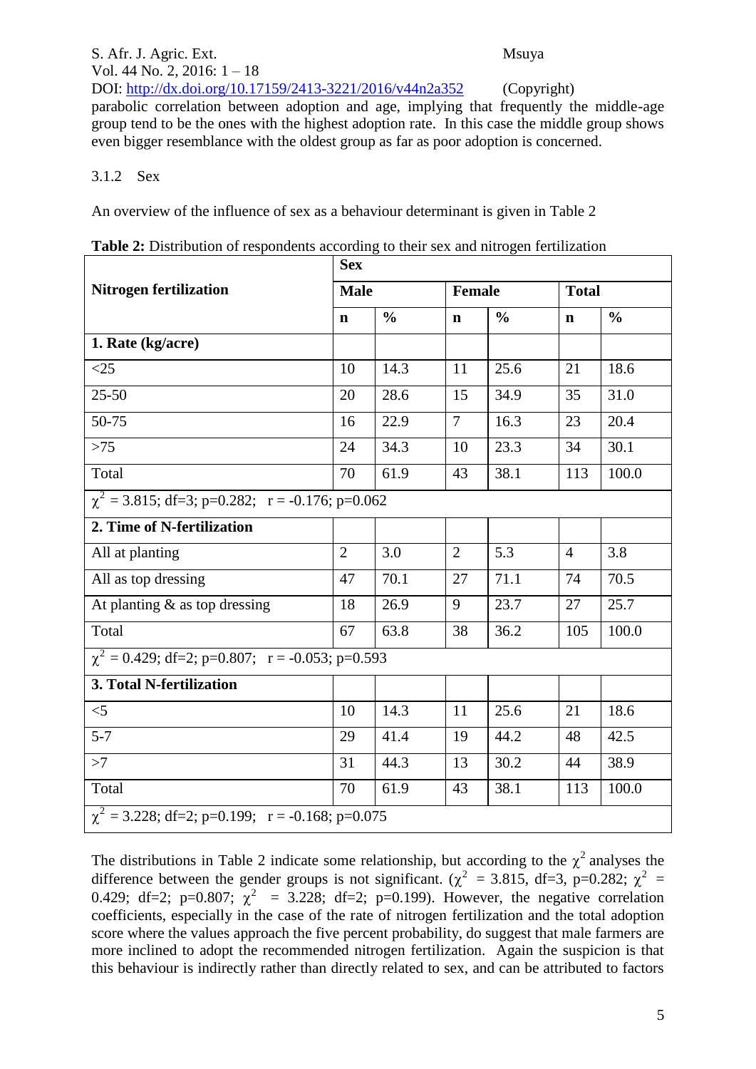parabolic correlation between adoption and age, implying that frequently the middle-age group tend to be the ones with the highest adoption rate. In this case the middle group shows even bigger resemblance with the oldest group as far as poor adoption is concerned.

### 3.1.2 Sex

An overview of the influence of sex as a behaviour determinant is given in Table 2

**Table 2:** Distribution of respondents according to their sex and nitrogen fertilization

| **Nitrogen fertilization** | **Sex** | | | | | |
|---|---|---|---|---|---|---|
| | **Male** | | **Female** | | **Total** | |
| | **n** | **%** | **n** | **%** | **n** | **%** |
| **1. Rate (kg/acre)** | | | | | | |
| <25 | 10 | 14.3 | 11 | 25.6 | 21 | 18.6 |
| 25-50 | 20 | 28.6 | 15 | 34.9 | 35 | 31.0 |
| 50-75 | 16 | 22.9 | 7 | 16.3 | 23 | 20.4 |
| >75 | 24 | 34.3 | 10 | 23.3 | 34 | 30.1 |
| Total | 70 | 61.9 | 43 | 38.1 | 113 | 100.0 |
| $\chi^2$ = 3.815; df=3; p=0.282; r = -0.176; p=0.062 | | | | | | |
| **2. Time of N-fertilization** | | | | | | |
| All at planting | 2 | 3.0 | 2 | 5.3 | 4 | 3.8 |
| All as top dressing | 47 | 70.1 | 27 | 71.1 | 74 | 70.5 |
| At planting & as top dressing | 18 | 26.9 | 9 | 23.7 | 27 | 25.7 |
| Total | 67 | 63.8 | 38 | 36.2 | 105 | 100.0 |
| $\chi^2$ = 0.429; df=2; p=0.807; r = -0.053; p=0.593 | | | | | | |
| **3. Total N-fertilization** | | | | | | |
| <5 | 10 | 14.3 | 11 | 25.6 | 21 | 18.6 |
| 5-7 | 29 | 41.4 | 19 | 44.2 | 48 | 42.5 |
| >7 | 31 | 44.3 | 13 | 30.2 | 44 | 38.9 |
| Total | 70 | 61.9 | 43 | 38.1 | 113 | 100.0 |
| $\chi^2$ = 3.228; df=2; p=0.199; r = -0.168; p=0.075 | | | | | | |

The distributions in Table 2 indicate some relationship, but according to the $\chi^2$ analyses the difference between the gender groups is not significant. ($\chi^2$ = 3.815, df=3, p=0.282; $\chi^2$ = 0.429; df=2; p=0.807; $\chi^2$ = 3.228; df=2; p=0.199). However, the negative correlation coefficients, especially in the case of the rate of nitrogen fertilization and the total adoption score where the values approach the five percent probability, do suggest that male farmers are more inclined to adopt the recommended nitrogen fertilization. Again the suspicion is that this behaviour is indirectly rather than directly related to sex, and can be attributed to factors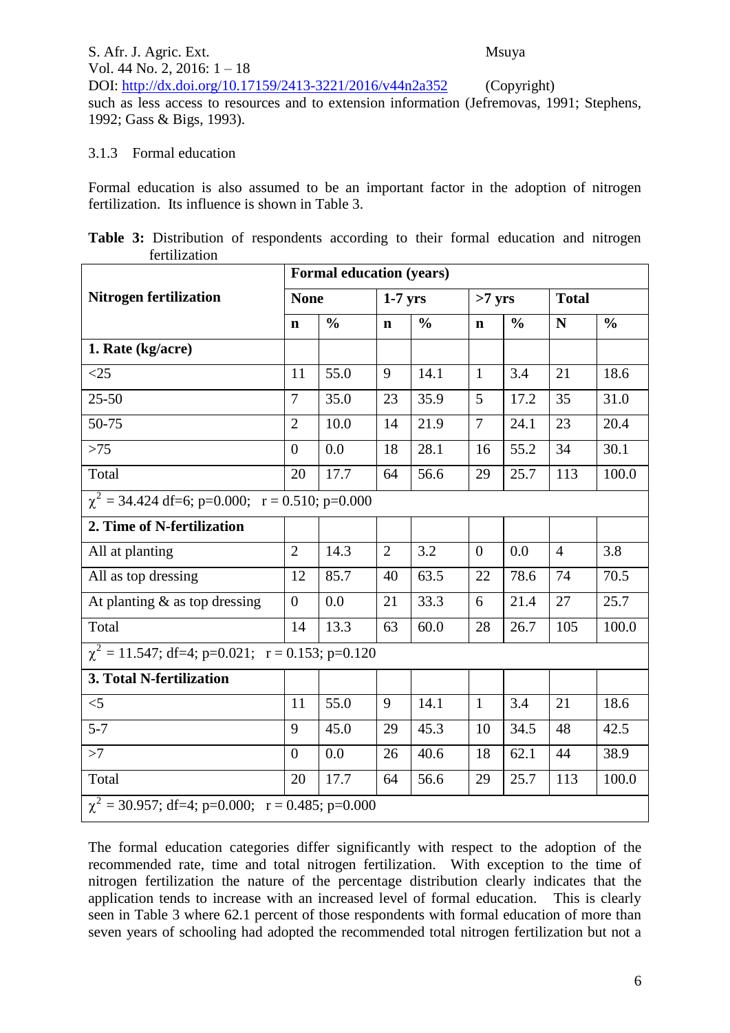such as less access to resources and to extension information (Jefremovas, 1991; Stephens, 1992; Gass & Bigs, 1993).

### 3.1.3 Formal education

Formal education is also assumed to be an important factor in the adoption of nitrogen fertilization. Its influence is shown in Table 3.

**Table 3:** Distribution of respondents according to their formal education and nitrogen fertilization

| **Nitrogen fertilization** | **Formal education (years)** | | | | | | | |
|---|---|---|---|---|---|---|---|---|
| | **None** | | **1-7 yrs** | | **>7 yrs** | | **Total** | |
| | **n** | **%** | **n** | **%** | **n** | **%** | **N** | **%** |
| **1. Rate (kg/acre)** | | | | | | | | |
| <25 | 11 | 55.0 | 9 | 14.1 | 1 | 3.4 | 21 | 18.6 |
| 25-50 | 7 | 35.0 | 23 | 35.9 | 5 | 17.2 | 35 | 31.0 |
| 50-75 | 2 | 10.0 | 14 | 21.9 | 7 | 24.1 | 23 | 20.4 |
| >75 | 0 | 0.0 | 18 | 28.1 | 16 | 55.2 | 34 | 30.1 |
| Total | 20 | 17.7 | 64 | 56.6 | 29 | 25.7 | 113 | 100.0 |
| $\chi^2$ = 34.424 df=6; p=0.000; r = 0.510; p=0.000 | | | | | | | | |
| **2. Time of N-fertilization** | | | | | | | | |
| All at planting | 2 | 14.3 | 2 | 3.2 | 0 | 0.0 | 4 | 3.8 |
| All as top dressing | 12 | 85.7 | 40 | 63.5 | 22 | 78.6 | 74 | 70.5 |
| At planting & as top dressing | 0 | 0.0 | 21 | 33.3 | 6 | 21.4 | 27 | 25.7 |
| Total | 14 | 13.3 | 63 | 60.0 | 28 | 26.7 | 105 | 100.0 |
| $\chi^2$ = 11.547; df=4; p=0.021; r = 0.153; p=0.120 | | | | | | | | |
| **3. Total N-fertilization** | | | | | | | | |
| <5 | 11 | 55.0 | 9 | 14.1 | 1 | 3.4 | 21 | 18.6 |
| 5-7 | 9 | 45.0 | 29 | 45.3 | 10 | 34.5 | 48 | 42.5 |
| >7 | 0 | 0.0 | 26 | 40.6 | 18 | 62.1 | 44 | 38.9 |
| Total | 20 | 17.7 | 64 | 56.6 | 29 | 25.7 | 113 | 100.0 |
| $\chi^2$ = 30.957; df=4; p=0.000; r = 0.485; p=0.000 | | | | | | | | |

The formal education categories differ significantly with respect to the adoption of the recommended rate, time and total nitrogen fertilization. With exception to the time of nitrogen fertilization the nature of the percentage distribution clearly indicates that the application tends to increase with an increased level of formal education. This is clearly seen in Table 3 where 62.1 percent of those respondents with formal education of more than seven years of schooling had adopted the recommended total nitrogen fertilization but not a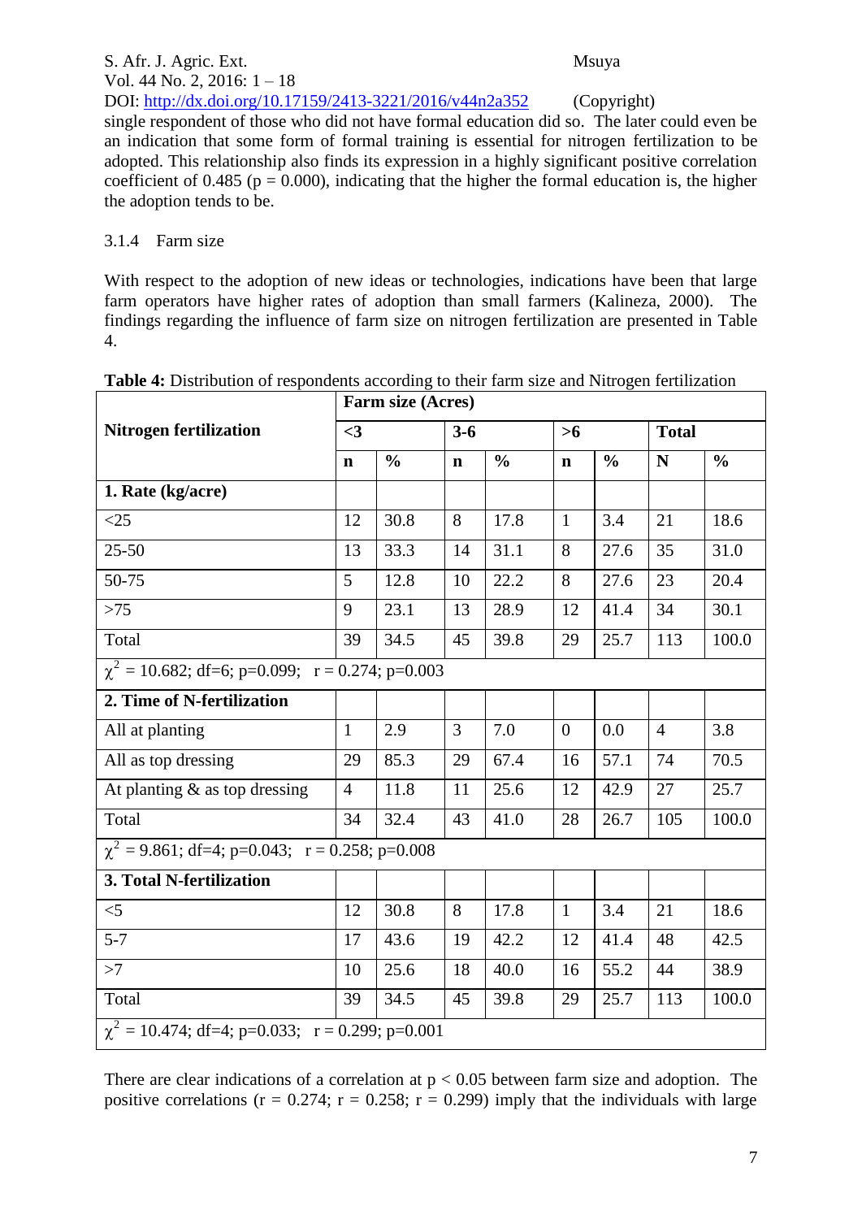single respondent of those who did not have formal education did so. The later could even be an indication that some form of formal training is essential for nitrogen fertilization to be adopted. This relationship also finds its expression in a highly significant positive correlation coefficient of 0.485 ($p = 0.000$), indicating that the higher the formal education is, the higher the adoption tends to be.

### 3.1.4 Farm size

With respect to the adoption of new ideas or technologies, indications have been that large farm operators have higher rates of adoption than small farmers (Kalineza, 2000). The findings regarding the influence of farm size on nitrogen fertilization are presented in Table 4.

**Table 4:** Distribution of respondents according to their farm size and Nitrogen fertilization

| **Nitrogen fertilization** | **Farm size (Acres)** | | | | | | | |
|---|---|---|---|---|---|---|---|---|
| | **<3** | | **3-6** | | **>6** | | **Total** | |
| | **n** | **%** | **n** | **%** | **n** | **%** | **N** | **%** |
| **1. Rate (kg/acre)** | | | | | | | | |
| <25 | 12 | 30.8 | 8 | 17.8 | 1 | 3.4 | 21 | 18.6 |
| 25-50 | 13 | 33.3 | 14 | 31.1 | 8 | 27.6 | 35 | 31.0 |
| 50-75 | 5 | 12.8 | 10 | 22.2 | 8 | 27.6 | 23 | 20.4 |
| >75 | 9 | 23.1 | 13 | 28.9 | 12 | 41.4 | 34 | 30.1 |
| Total | 39 | 34.5 | 45 | 39.8 | 29 | 25.7 | 113 | 100.0 |
| $\chi^2 = 10.682$; df=6; p=0.099; r = 0.274; p=0.003 | | | | | | | | |
| **2. Time of N-fertilization** | | | | | | | | |
| All at planting | 1 | 2.9 | 3 | 7.0 | 0 | 0.0 | 4 | 3.8 |
| All as top dressing | 29 | 85.3 | 29 | 67.4 | 16 | 57.1 | 74 | 70.5 |
| At planting & as top dressing | 4 | 11.8 | 11 | 25.6 | 12 | 42.9 | 27 | 25.7 |
| Total | 34 | 32.4 | 43 | 41.0 | 28 | 26.7 | 105 | 100.0 |
| $\chi^2 = 9.861$; df=4; p=0.043; r = 0.258; p=0.008 | | | | | | | | |
| **3. Total N-fertilization** | | | | | | | | |
| <5 | 12 | 30.8 | 8 | 17.8 | 1 | 3.4 | 21 | 18.6 |
| 5-7 | 17 | 43.6 | 19 | 42.2 | 12 | 41.4 | 48 | 42.5 |
| >7 | 10 | 25.6 | 18 | 40.0 | 16 | 55.2 | 44 | 38.9 |
| Total | 39 | 34.5 | 45 | 39.8 | 29 | 25.7 | 113 | 100.0 |
| $\chi^2 = 10.474$; df=4; p=0.033; r = 0.299; p=0.001 | | | | | | | | |

There are clear indications of a correlation at $p < 0.05$ between farm size and adoption. The positive correlations ($r = 0.274$; $r = 0.258$; $r = 0.299$) imply that the individuals with large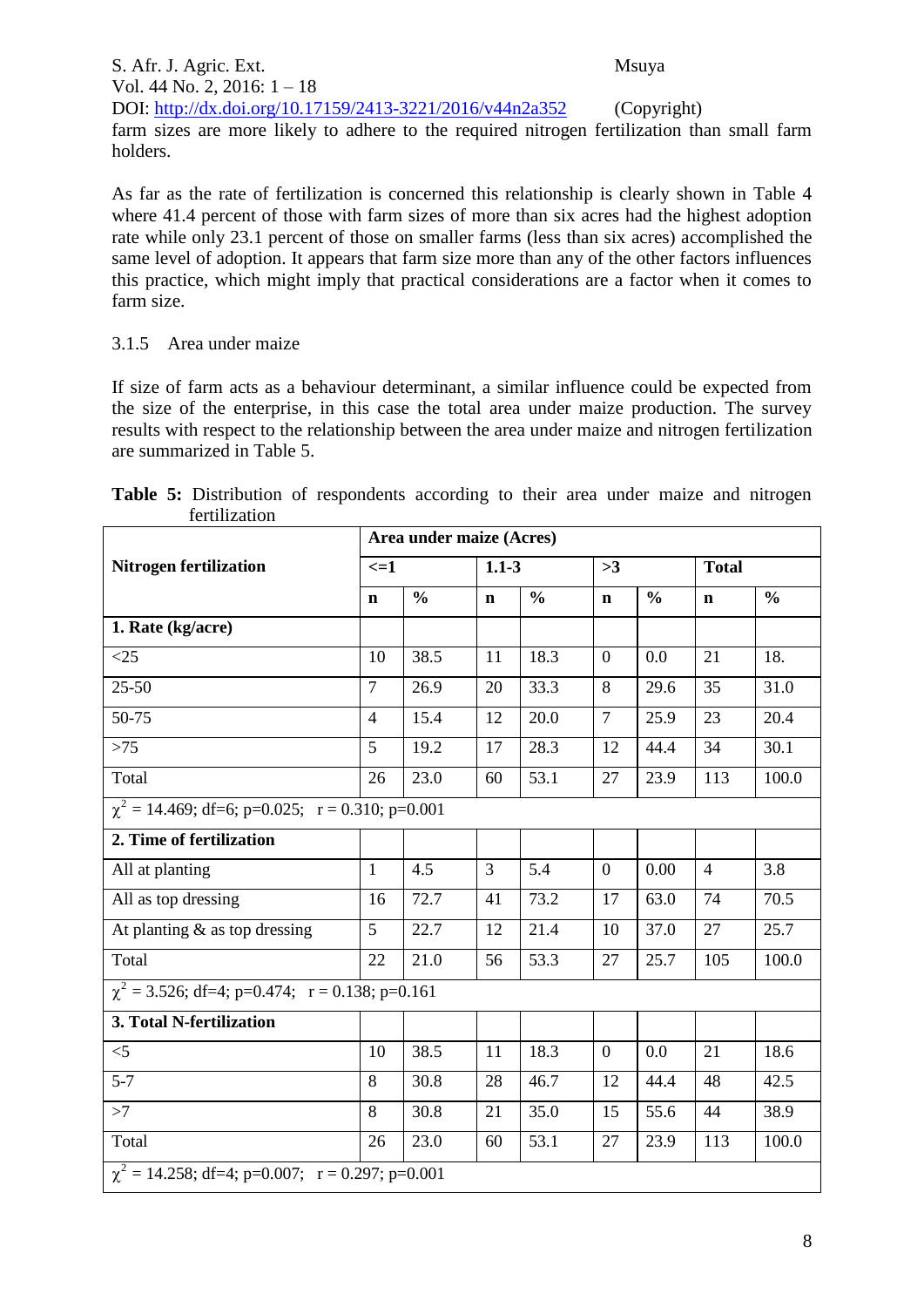farm sizes are more likely to adhere to the required nitrogen fertilization than small farm holders.

As far as the rate of fertilization is concerned this relationship is clearly shown in Table 4 where 41.4 percent of those with farm sizes of more than six acres had the highest adoption rate while only 23.1 percent of those on smaller farms (less than six acres) accomplished the same level of adoption. It appears that farm size more than any of the other factors influences this practice, which might imply that practical considerations are a factor when it comes to farm size.

### 3.1.5 Area under maize

If size of farm acts as a behaviour determinant, a similar influence could be expected from the size of the enterprise, in this case the total area under maize production. The survey results with respect to the relationship between the area under maize and nitrogen fertilization are summarized in Table 5.

**Table 5:** Distribution of respondents according to their area under maize and nitrogen fertilization

| Nitrogen fertilization | Area under maize (Acres) | | | | | | | |
|---|---|---|---|---|---|---|---|---|
| | <=1 | | 1.1-3 | | >3 | | Total | |
| | n | % | n | % | n | % | n | % |
| **1. Rate (kg/acre)** | | | | | | | | |
| <25 | 10 | 38.5 | 11 | 18.3 | 0 | 0.0 | 21 | 18. |
| 25-50 | 7 | 26.9 | 20 | 33.3 | 8 | 29.6 | 35 | 31.0 |
| 50-75 | 4 | 15.4 | 12 | 20.0 | 7 | 25.9 | 23 | 20.4 |
| >75 | 5 | 19.2 | 17 | 28.3 | 12 | 44.4 | 34 | 30.1 |
| Total | 26 | 23.0 | 60 | 53.1 | 27 | 23.9 | 113 | 100.0 |
| $\chi^2$ = 14.469; df=6; p=0.025; r = 0.310; p=0.001 | | | | | | | | |
| **2. Time of fertilization** | | | | | | | | |
| All at planting | 1 | 4.5 | 3 | 5.4 | 0 | 0.00 | 4 | 3.8 |
| All as top dressing | 16 | 72.7 | 41 | 73.2 | 17 | 63.0 | 74 | 70.5 |
| At planting & as top dressing | 5 | 22.7 | 12 | 21.4 | 10 | 37.0 | 27 | 25.7 |
| Total | 22 | 21.0 | 56 | 53.3 | 27 | 25.7 | 105 | 100.0 |
| $\chi^2$ = 3.526; df=4; p=0.474; r = 0.138; p=0.161 | | | | | | | | |
| **3. Total N-fertilization** | | | | | | | | |
| <5 | 10 | 38.5 | 11 | 18.3 | 0 | 0.0 | 21 | 18.6 |
| 5-7 | 8 | 30.8 | 28 | 46.7 | 12 | 44.4 | 48 | 42.5 |
| >7 | 8 | 30.8 | 21 | 35.0 | 15 | 55.6 | 44 | 38.9 |
| Total | 26 | 23.0 | 60 | 53.1 | 27 | 23.9 | 113 | 100.0 |
| $\chi^2$ = 14.258; df=4; p=0.007; r = 0.297; p=0.001 | | | | | | | | |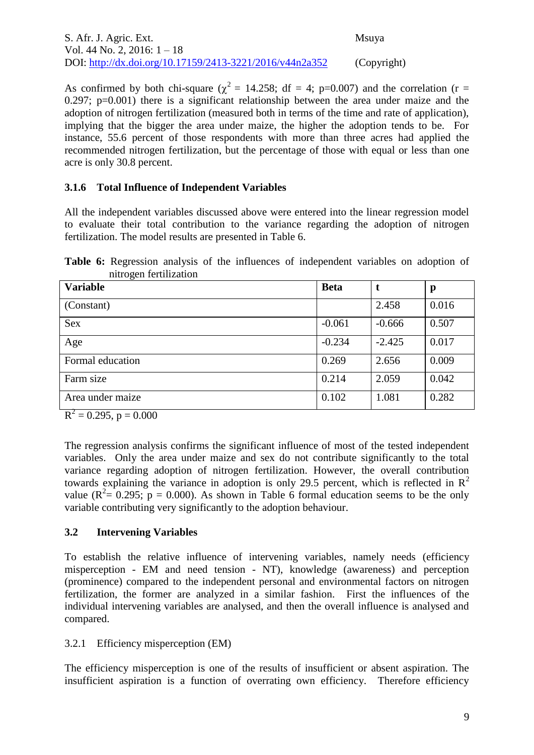As confirmed by both chi-square ($\chi^2$ = 14.258; df = 4; p=0.007) and the correlation (r = 0.297; p=0.001) there is a significant relationship between the area under maize and the adoption of nitrogen fertilization (measured both in terms of the time and rate of application), implying that the bigger the area under maize, the higher the adoption tends to be. For instance, 55.6 percent of those respondents with more than three acres had applied the recommended nitrogen fertilization, but the percentage of those with equal or less than one acre is only 30.8 percent.

### 3.1.6 Total Influence of Independent Variables

All the independent variables discussed above were entered into the linear regression model to evaluate their total contribution to the variance regarding the adoption of nitrogen fertilization. The model results are presented in Table 6.

**Table 6:** Regression analysis of the influences of independent variables on adoption of nitrogen fertilization

| Variable | Beta | t | p |
|---|---|---|---|
| (Constant) | | 2.458 | 0.016 |
| Sex | -0.061 | -0.666 | 0.507 |
| Age | -0.234 | -2.425 | 0.017 |
| Formal education | 0.269 | 2.656 | 0.009 |
| Farm size | 0.214 | 2.059 | 0.042 |
| Area under maize | 0.102 | 1.081 | 0.282 |

$R^2$ = 0.295, p = 0.000

The regression analysis confirms the significant influence of most of the tested independent variables. Only the area under maize and sex do not contribute significantly to the total variance regarding adoption of nitrogen fertilization. However, the overall contribution towards explaining the variance in adoption is only 29.5 percent, which is reflected in $R^2$ value ($R^2$= 0.295; p = 0.000). As shown in Table 6 formal education seems to be the only variable contributing very significantly to the adoption behaviour.

## 3.2 Intervening Variables

To establish the relative influence of intervening variables, namely needs (efficiency misperception - EM and need tension - NT), knowledge (awareness) and perception (prominence) compared to the independent personal and environmental factors on nitrogen fertilization, the former are analyzed in a similar fashion. First the influences of the individual intervening variables are analysed, and then the overall influence is analysed and compared.

### 3.2.1 Efficiency misperception (EM)

The efficiency misperception is one of the results of insufficient or absent aspiration. The insufficient aspiration is a function of overrating own efficiency. Therefore efficiency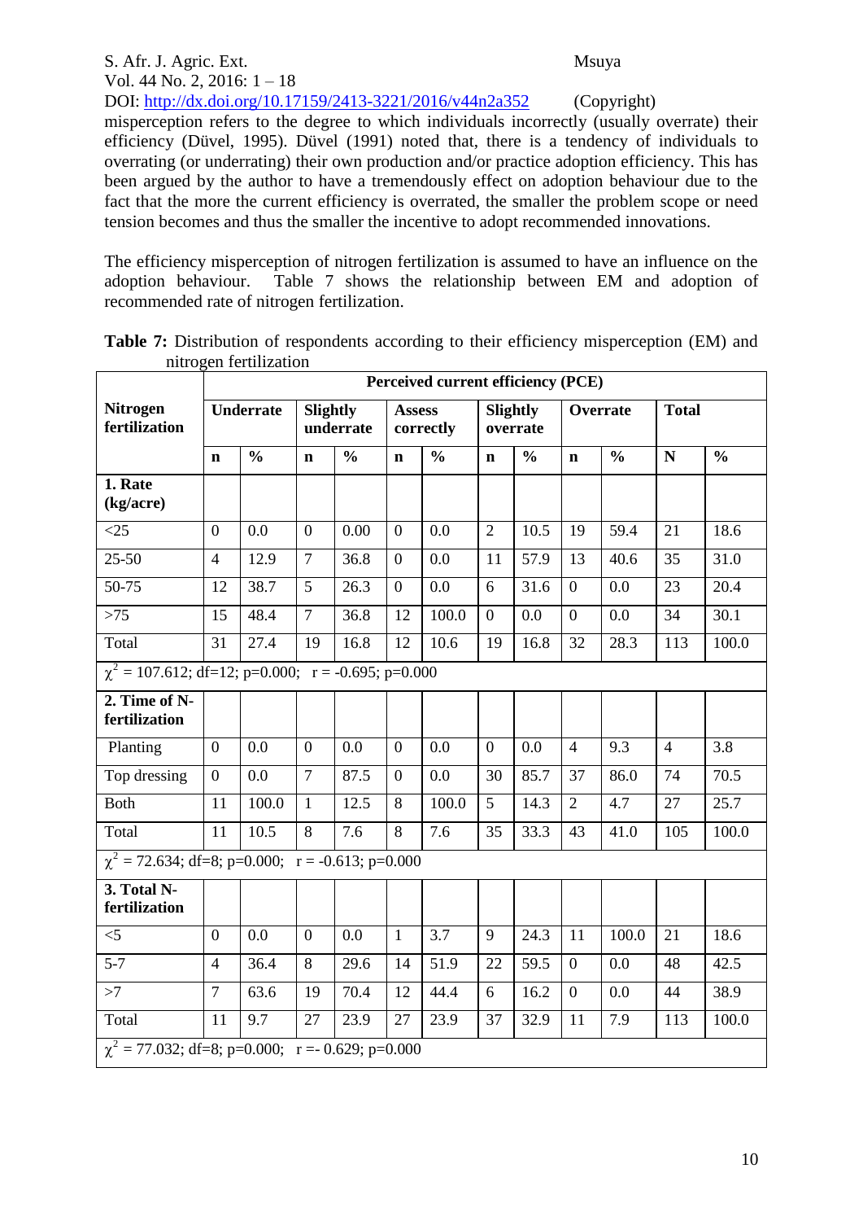misperception refers to the degree to which individuals incorrectly (usually overrate) their efficiency (Düvel, 1995). Düvel (1991) noted that, there is a tendency of individuals to overrating (or underrating) their own production and/or practice adoption efficiency. This has been argued by the author to have a tremendously effect on adoption behaviour due to the fact that the more the current efficiency is overrated, the smaller the problem scope or need tension becomes and thus the smaller the incentive to adopt recommended innovations.

The efficiency misperception of nitrogen fertilization is assumed to have an influence on the adoption behaviour. Table 7 shows the relationship between EM and adoption of recommended rate of nitrogen fertilization.

**Table 7:** Distribution of respondents according to their efficiency misperception (EM) and nitrogen fertilization

| Nitrogen fertilization | Perceived current efficiency (PCE) | | | | | | | | | | | |
|---|---|---|---|---|---|---|---|---|---|---|---|---|
| | Underrate | | Slightly underrate | | Assess correctly | | Slightly overrate | | Overrate | | Total | |
| | n | % | n | % | n | % | n | % | n | % | N | % |
| **1. Rate (kg/acre)** | | | | | | | | | | | | |
| <25 | 0 | 0.0 | 0 | 0.00 | 0 | 0.0 | 2 | 10.5 | 19 | 59.4 | 21 | 18.6 |
| 25-50 | 4 | 12.9 | 7 | 36.8 | 0 | 0.0 | 11 | 57.9 | 13 | 40.6 | 35 | 31.0 |
| 50-75 | 12 | 38.7 | 5 | 26.3 | 0 | 0.0 | 6 | 31.6 | 0 | 0.0 | 23 | 20.4 |
| >75 | 15 | 48.4 | 7 | 36.8 | 12 | 100.0 | 0 | 0.0 | 0 | 0.0 | 34 | 30.1 |
| Total | 31 | 27.4 | 19 | 16.8 | 12 | 10.6 | 19 | 16.8 | 32 | 28.3 | 113 | 100.0 |
| $\chi^2$ = 107.612; df=12; p=0.000; r = -0.695; p=0.000 | | | | | | | | | | | | |
| **2. Time of N-fertilization** | | | | | | | | | | | | |
| Planting | 0 | 0.0 | 0 | 0.0 | 0 | 0.0 | 0 | 0.0 | 4 | 9.3 | 4 | 3.8 |
| Top dressing | 0 | 0.0 | 7 | 87.5 | 0 | 0.0 | 30 | 85.7 | 37 | 86.0 | 74 | 70.5 |
| Both | 11 | 100.0 | 1 | 12.5 | 8 | 100.0 | 5 | 14.3 | 2 | 4.7 | 27 | 25.7 |
| Total | 11 | 10.5 | 8 | 7.6 | 8 | 7.6 | 35 | 33.3 | 43 | 41.0 | 105 | 100.0 |
| $\chi^2$ = 72.634; df=8; p=0.000; r = -0.613; p=0.000 | | | | | | | | | | | | |
| **3. Total N-fertilization** | | | | | | | | | | | | |
| <5 | 0 | 0.0 | 0 | 0.0 | 1 | 3.7 | 9 | 24.3 | 11 | 100.0 | 21 | 18.6 |
| 5-7 | 4 | 36.4 | 8 | 29.6 | 14 | 51.9 | 22 | 59.5 | 0 | 0.0 | 48 | 42.5 |
| >7 | 7 | 63.6 | 19 | 70.4 | 12 | 44.4 | 6 | 16.2 | 0 | 0.0 | 44 | 38.9 |
| Total | 11 | 9.7 | 27 | 23.9 | 27 | 23.9 | 37 | 32.9 | 11 | 7.9 | 113 | 100.0 |
| $\chi^2$ = 77.032; df=8; p=0.000; r =- 0.629; p=0.000 | | | | | | | | | | | | |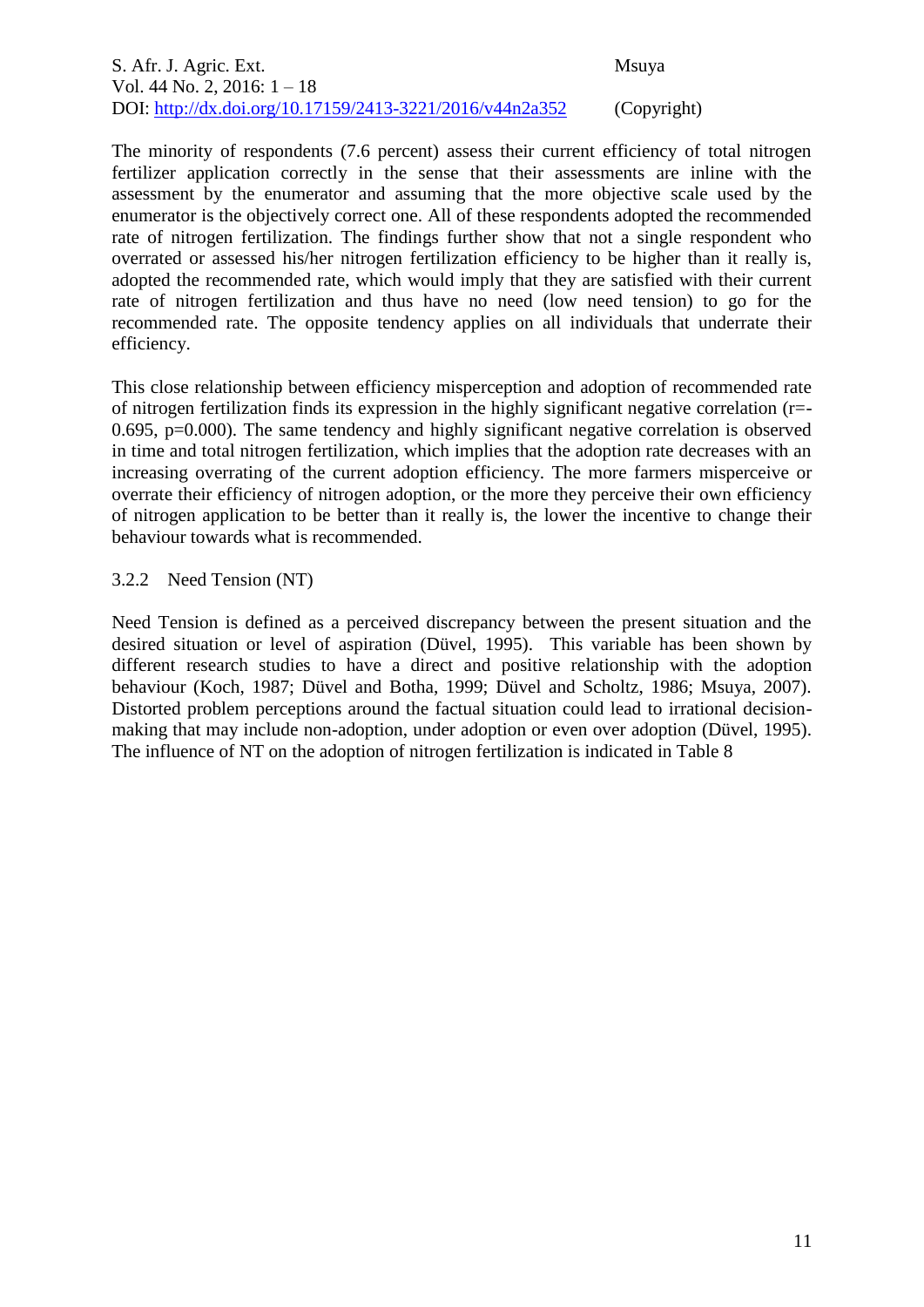The minority of respondents (7.6 percent) assess their current efficiency of total nitrogen fertilizer application correctly in the sense that their assessments are inline with the assessment by the enumerator and assuming that the more objective scale used by the enumerator is the objectively correct one. All of these respondents adopted the recommended rate of nitrogen fertilization. The findings further show that not a single respondent who overrated or assessed his/her nitrogen fertilization efficiency to be higher than it really is, adopted the recommended rate, which would imply that they are satisfied with their current rate of nitrogen fertilization and thus have no need (low need tension) to go for the recommended rate. The opposite tendency applies on all individuals that underrate their efficiency.

This close relationship between efficiency misperception and adoption of recommended rate of nitrogen fertilization finds its expression in the highly significant negative correlation ($r=-0.695$, $p=0.000$). The same tendency and highly significant negative correlation is observed in time and total nitrogen fertilization, which implies that the adoption rate decreases with an increasing overrating of the current adoption efficiency. The more farmers misperceive or overrate their efficiency of nitrogen adoption, or the more they perceive their own efficiency of nitrogen application to be better than it really is, the lower the incentive to change their behaviour towards what is recommended.

### 3.2.2 Need Tension (NT)

Need Tension is defined as a perceived discrepancy between the present situation and the desired situation or level of aspiration (Düvel, 1995). This variable has been shown by different research studies to have a direct and positive relationship with the adoption behaviour (Koch, 1987; Düvel and Botha, 1999; Düvel and Scholtz, 1986; Msuya, 2007). Distorted problem perceptions around the factual situation could lead to irrational decision-making that may include non-adoption, under adoption or even over adoption (Düvel, 1995). The influence of NT on the adoption of nitrogen fertilization is indicated in Table 8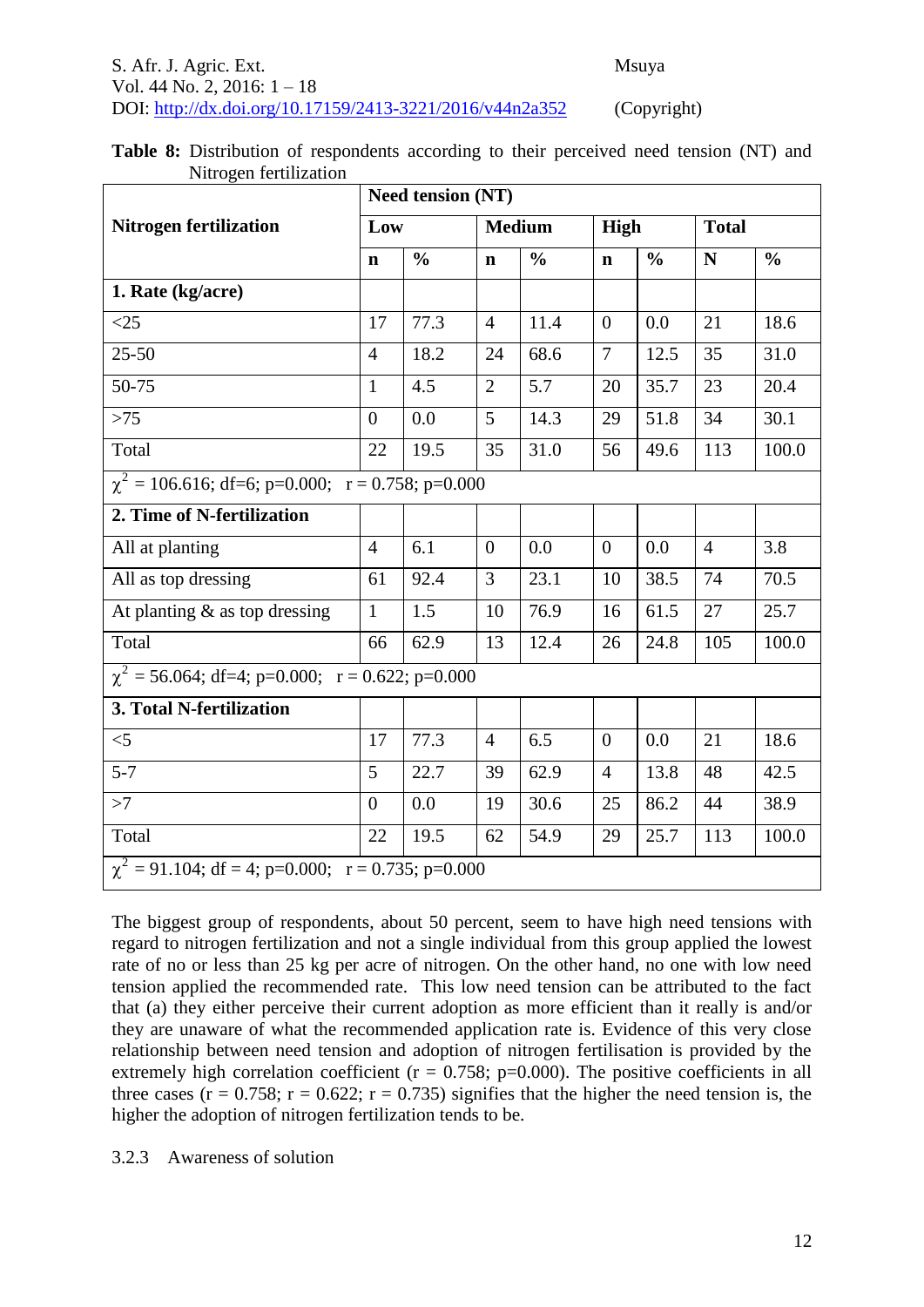**Table 8:** Distribution of respondents according to their perceived need tension (NT) and Nitrogen fertilization

| Nitrogen fertilization | Need tension (NT) | | | | | | | |
|---|---|---|---|---|---|---|---|---|
| | Low | | Medium | | High | | Total | |
| | n | % | n | % | n | % | N | % |
| **1. Rate (kg/acre)** | | | | | | | | |
| <25 | 17 | 77.3 | 4 | 11.4 | 0 | 0.0 | 21 | 18.6 |
| 25-50 | 4 | 18.2 | 24 | 68.6 | 7 | 12.5 | 35 | 31.0 |
| 50-75 | 1 | 4.5 | 2 | 5.7 | 20 | 35.7 | 23 | 20.4 |
| >75 | 0 | 0.0 | 5 | 14.3 | 29 | 51.8 | 34 | 30.1 |
| Total | 22 | 19.5 | 35 | 31.0 | 56 | 49.6 | 113 | 100.0 |
| $\chi^2$ = 106.616; df=6; p=0.000; r = 0.758; p=0.000 | | | | | | | | |
| **2. Time of N-fertilization** | | | | | | | | |
| All at planting | 4 | 6.1 | 0 | 0.0 | 0 | 0.0 | 4 | 3.8 |
| All as top dressing | 61 | 92.4 | 3 | 23.1 | 10 | 38.5 | 74 | 70.5 |
| At planting & as top dressing | 1 | 1.5 | 10 | 76.9 | 16 | 61.5 | 27 | 25.7 |
| Total | 66 | 62.9 | 13 | 12.4 | 26 | 24.8 | 105 | 100.0 |
| $\chi^2$ = 56.064; df=4; p=0.000; r = 0.622; p=0.000 | | | | | | | | |
| **3. Total N-fertilization** | | | | | | | | |
| <5 | 17 | 77.3 | 4 | 6.5 | 0 | 0.0 | 21 | 18.6 |
| 5-7 | 5 | 22.7 | 39 | 62.9 | 4 | 13.8 | 48 | 42.5 |
| >7 | 0 | 0.0 | 19 | 30.6 | 25 | 86.2 | 44 | 38.9 |
| Total | 22 | 19.5 | 62 | 54.9 | 29 | 25.7 | 113 | 100.0 |
| $\chi^2$ = 91.104; df = 4; p=0.000; r = 0.735; p=0.000 | | | | | | | | |

The biggest group of respondents, about 50 percent, seem to have high need tensions with regard to nitrogen fertilization and not a single individual from this group applied the lowest rate of no or less than 25 kg per acre of nitrogen. On the other hand, no one with low need tension applied the recommended rate. This low need tension can be attributed to the fact that (a) they either perceive their current adoption as more efficient than it really is and/or they are unaware of what the recommended application rate is. Evidence of this very close relationship between need tension and adoption of nitrogen fertilisation is provided by the extremely high correlation coefficient (r = 0.758; p=0.000). The positive coefficients in all three cases (r = 0.758; r = 0.622; r = 0.735) signifies that the higher the need tension is, the higher the adoption of nitrogen fertilization tends to be.

### 3.2.3 Awareness of solution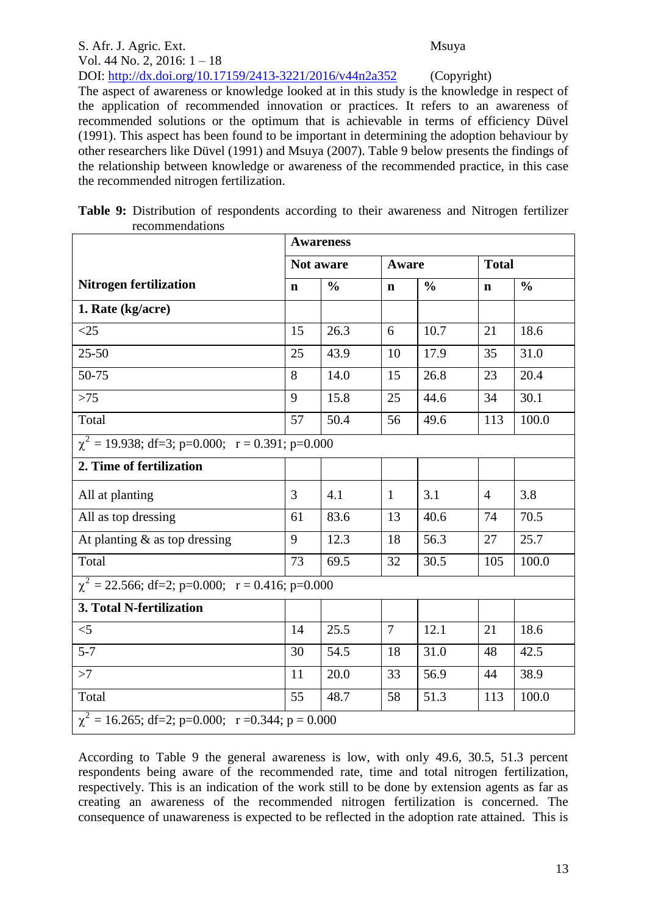The aspect of awareness or knowledge looked at in this study is the knowledge in respect of the application of recommended innovation or practices. It refers to an awareness of recommended solutions or the optimum that is achievable in terms of efficiency Düvel (1991). This aspect has been found to be important in determining the adoption behaviour by other researchers like Düvel (1991) and Msuya (2007). Table 9 below presents the findings of the relationship between knowledge or awareness of the recommended practice, in this case the recommended nitrogen fertilization.

**Table 9:** Distribution of respondents according to their awareness and Nitrogen fertilizer recommendations

| Nitrogen fertilization | Awareness | | | | | |
|---|---|---|---|---|---|---|
| | Not aware | | Aware | | Total | |
| | **n** | **%** | **n** | **%** | **n** | **%** |
| **1. Rate (kg/acre)** | | | | | | |
| <25 | 15 | 26.3 | 6 | 10.7 | 21 | 18.6 |
| 25-50 | 25 | 43.9 | 10 | 17.9 | 35 | 31.0 |
| 50-75 | 8 | 14.0 | 15 | 26.8 | 23 | 20.4 |
| >75 | 9 | 15.8 | 25 | 44.6 | 34 | 30.1 |
| Total | 57 | 50.4 | 56 | 49.6 | 113 | 100.0 |
| $\chi^2$ = 19.938; df=3; p=0.000; r = 0.391; p=0.000 | | | | | | |
| **2. Time of fertilization** | | | | | | |
| All at planting | 3 | 4.1 | 1 | 3.1 | 4 | 3.8 |
| All as top dressing | 61 | 83.6 | 13 | 40.6 | 74 | 70.5 |
| At planting & as top dressing | 9 | 12.3 | 18 | 56.3 | 27 | 25.7 |
| Total | 73 | 69.5 | 32 | 30.5 | 105 | 100.0 |
| $\chi^2$ = 22.566; df=2; p=0.000; r = 0.416; p=0.000 | | | | | | |
| **3. Total N-fertilization** | | | | | | |
| <5 | 14 | 25.5 | 7 | 12.1 | 21 | 18.6 |
| 5-7 | 30 | 54.5 | 18 | 31.0 | 48 | 42.5 |
| >7 | 11 | 20.0 | 33 | 56.9 | 44 | 38.9 |
| Total | 55 | 48.7 | 58 | 51.3 | 113 | 100.0 |
| $\chi^2$ = 16.265; df=2; p=0.000; r =0.344; p = 0.000 | | | | | | |

According to Table 9 the general awareness is low, with only 49.6, 30.5, 51.3 percent respondents being aware of the recommended rate, time and total nitrogen fertilization, respectively. This is an indication of the work still to be done by extension agents as far as creating an awareness of the recommended nitrogen fertilization is concerned. The consequence of unawareness is expected to be reflected in the adoption rate attained. This is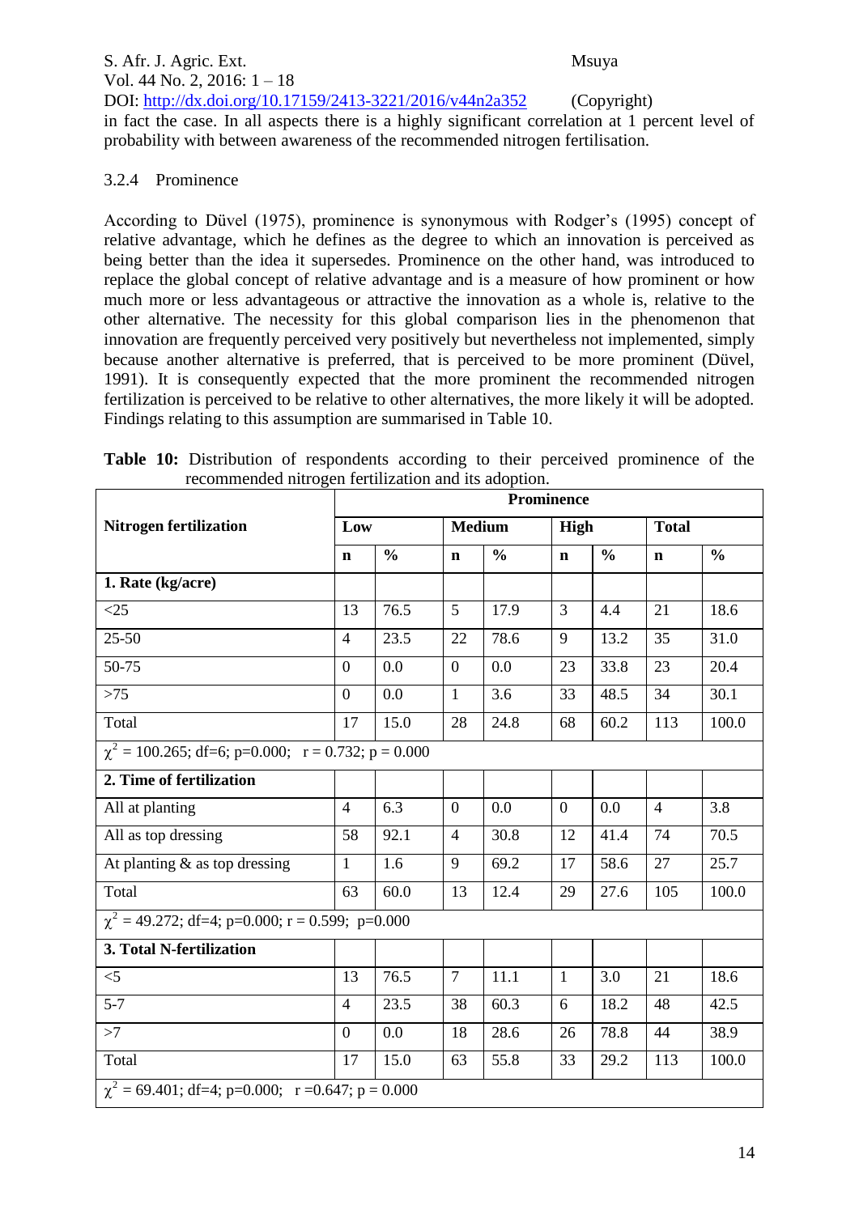in fact the case. In all aspects there is a highly significant correlation at 1 percent level of probability with between awareness of the recommended nitrogen fertilisation.

### 3.2.4 Prominence

According to Düvel (1975), prominence is synonymous with Rodger's (1995) concept of relative advantage, which he defines as the degree to which an innovation is perceived as being better than the idea it supersedes. Prominence on the other hand, was introduced to replace the global concept of relative advantage and is a measure of how prominent or how much more or less advantageous or attractive the innovation as a whole is, relative to the other alternative. The necessity for this global comparison lies in the phenomenon that innovation are frequently perceived very positively but nevertheless not implemented, simply because another alternative is preferred, that is perceived to be more prominent (Düvel, 1991). It is consequently expected that the more prominent the recommended nitrogen fertilization is perceived to be relative to other alternatives, the more likely it will be adopted. Findings relating to this assumption are summarised in Table 10.

**Table 10:** Distribution of respondents according to their perceived prominence of the recommended nitrogen fertilization and its adoption.

| Nitrogen fertilization | Prominence | | | | | | | |
|---|---|---|---|---|---|---|---|---|
| | Low | | Medium | | High | | Total | |
| | n | % | n | % | n | % | n | % |
| **1. Rate (kg/acre)** | | | | | | | | |
| <25 | 13 | 76.5 | 5 | 17.9 | 3 | 4.4 | 21 | 18.6 |
| 25-50 | 4 | 23.5 | 22 | 78.6 | 9 | 13.2 | 35 | 31.0 |
| 50-75 | 0 | 0.0 | 0 | 0.0 | 23 | 33.8 | 23 | 20.4 |
| >75 | 0 | 0.0 | 1 | 3.6 | 33 | 48.5 | 34 | 30.1 |
| Total | 17 | 15.0 | 28 | 24.8 | 68 | 60.2 | 113 | 100.0 |
| $\chi^2$ = 100.265; df=6; p=0.000; r = 0.732; p = 0.000 | | | | | | | | |
| **2. Time of fertilization** | | | | | | | | |
| All at planting | 4 | 6.3 | 0 | 0.0 | 0 | 0.0 | 4 | 3.8 |
| All as top dressing | 58 | 92.1 | 4 | 30.8 | 12 | 41.4 | 74 | 70.5 |
| At planting & as top dressing | 1 | 1.6 | 9 | 69.2 | 17 | 58.6 | 27 | 25.7 |
| Total | 63 | 60.0 | 13 | 12.4 | 29 | 27.6 | 105 | 100.0 |
| $\chi^2$ = 49.272; df=4; p=0.000; r = 0.599; p=0.000 | | | | | | | | |
| **3. Total N-fertilization** | | | | | | | | |
| <5 | 13 | 76.5 | 7 | 11.1 | 1 | 3.0 | 21 | 18.6 |
| 5-7 | 4 | 23.5 | 38 | 60.3 | 6 | 18.2 | 48 | 42.5 |
| >7 | 0 | 0.0 | 18 | 28.6 | 26 | 78.8 | 44 | 38.9 |
| Total | 17 | 15.0 | 63 | 55.8 | 33 | 29.2 | 113 | 100.0 |
| $\chi^2$ = 69.401; df=4; p=0.000; r =0.647; p = 0.000 | | | | | | | | |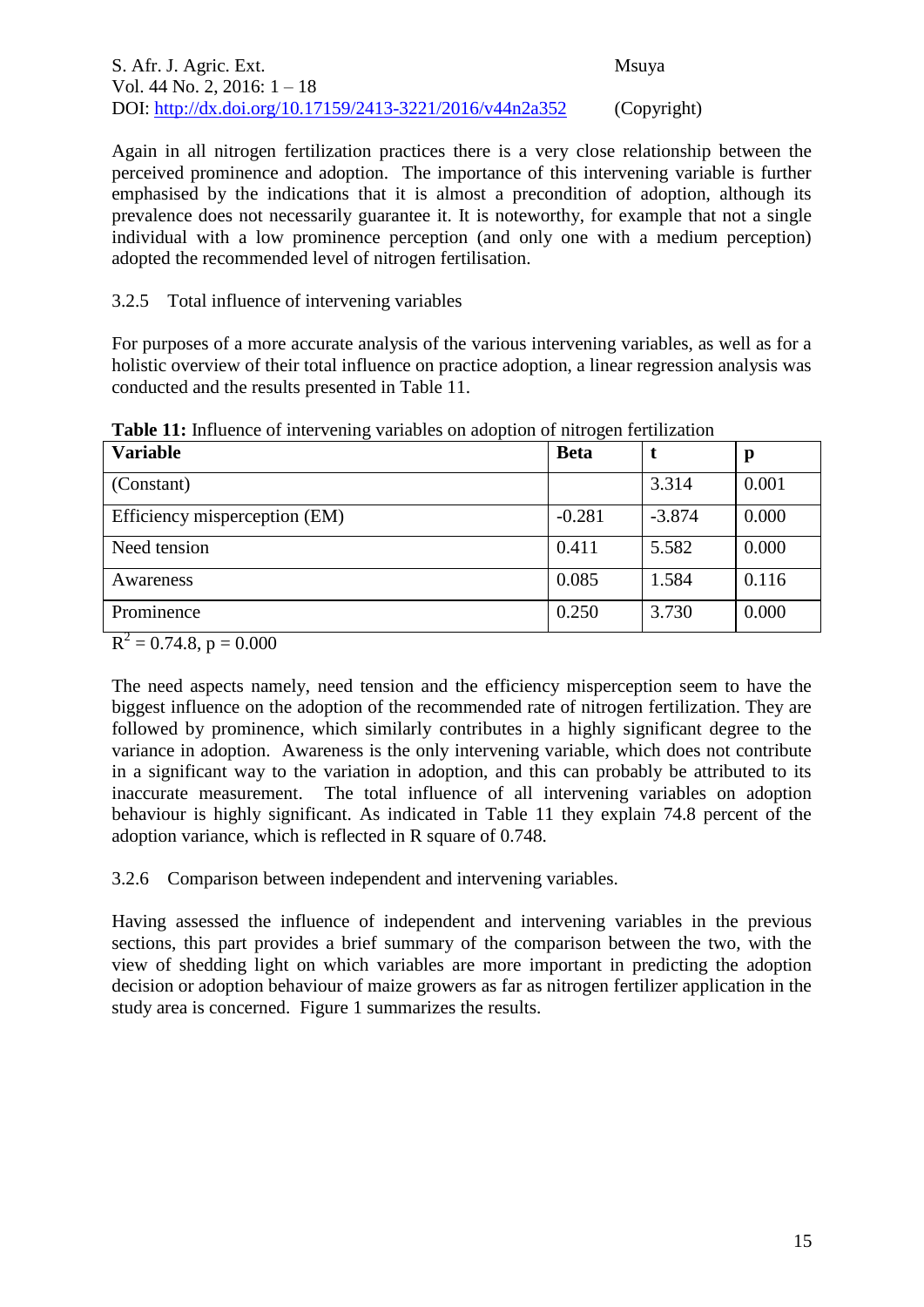Again in all nitrogen fertilization practices there is a very close relationship between the perceived prominence and adoption. The importance of this intervening variable is further emphasised by the indications that it is almost a precondition of adoption, although its prevalence does not necessarily guarantee it. It is noteworthy, for example that not a single individual with a low prominence perception (and only one with a medium perception) adopted the recommended level of nitrogen fertilisation.

### 3.2.5 Total influence of intervening variables

For purposes of a more accurate analysis of the various intervening variables, as well as for a holistic overview of their total influence on practice adoption, a linear regression analysis was conducted and the results presented in Table 11.

**Table 11:** Influence of intervening variables on adoption of nitrogen fertilization

| Variable | Beta | t | p |
|---|---|---|---|
| (Constant) | | 3.314 | 0.001 |
| Efficiency misperception (EM) | -0.281 | -3.874 | 0.000 |
| Need tension | 0.411 | 5.582 | 0.000 |
| Awareness | 0.085 | 1.584 | 0.116 |
| Prominence | 0.250 | 3.730 | 0.000 |

$R^2$ = 0.74.8, p = 0.000

The need aspects namely, need tension and the efficiency misperception seem to have the biggest influence on the adoption of the recommended rate of nitrogen fertilization. They are followed by prominence, which similarly contributes in a highly significant degree to the variance in adoption. Awareness is the only intervening variable, which does not contribute in a significant way to the variation in adoption, and this can probably be attributed to its inaccurate measurement. The total influence of all intervening variables on adoption behaviour is highly significant. As indicated in Table 11 they explain 74.8 percent of the adoption variance, which is reflected in R square of 0.748.

### 3.2.6 Comparison between independent and intervening variables.

Having assessed the influence of independent and intervening variables in the previous sections, this part provides a brief summary of the comparison between the two, with the view of shedding light on which variables are more important in predicting the adoption decision or adoption behaviour of maize growers as far as nitrogen fertilizer application in the study area is concerned. Figure 1 summarizes the results.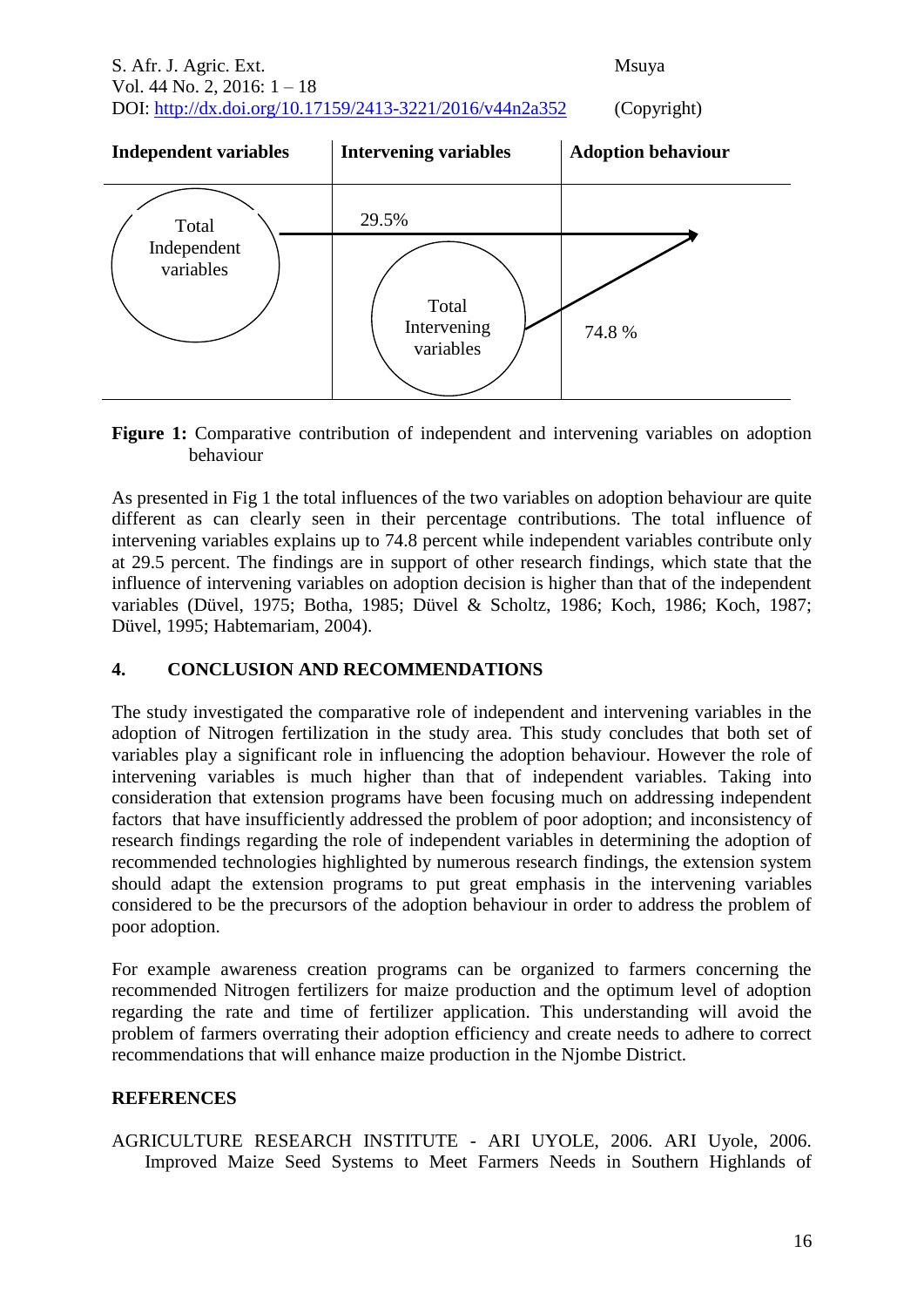| Independent variables | Intervening variables | Adoption behaviour |
|---|---|---|
| Total Independent variables | 29.5% | |
| | Total Intervening variables | 74.8 % |

**Figure 1:** Comparative contribution of independent and intervening variables on adoption behaviour

As presented in Fig 1 the total influences of the two variables on adoption behaviour are quite different as can clearly seen in their percentage contributions. The total influence of intervening variables explains up to 74.8 percent while independent variables contribute only at 29.5 percent. The findings are in support of other research findings, which state that the influence of intervening variables on adoption decision is higher than that of the independent variables (Düvel, 1975; Botha, 1985; Düvel & Scholtz, 1986; Koch, 1986; Koch, 1987; Düvel, 1995; Habtemariam, 2004).

## 4. CONCLUSION AND RECOMMENDATIONS

The study investigated the comparative role of independent and intervening variables in the adoption of Nitrogen fertilization in the study area. This study concludes that both set of variables play a significant role in influencing the adoption behaviour. However the role of intervening variables is much higher than that of independent variables. Taking into consideration that extension programs have been focusing much on addressing independent factors that have insufficiently addressed the problem of poor adoption; and inconsistency of research findings regarding the role of independent variables in determining the adoption of recommended technologies highlighted by numerous research findings, the extension system should adapt the extension programs to put great emphasis in the intervening variables considered to be the precursors of the adoption behaviour in order to address the problem of poor adoption.

For example awareness creation programs can be organized to farmers concerning the recommended Nitrogen fertilizers for maize production and the optimum level of adoption regarding the rate and time of fertilizer application. This understanding will avoid the problem of farmers overrating their adoption efficiency and create needs to adhere to correct recommendations that will enhance maize production in the Njombe District.

## REFERENCES

AGRICULTURE RESEARCH INSTITUTE - ARI UYOLE, 2006. ARI Uyole, 2006. Improved Maize Seed Systems to Meet Farmers Needs in Southern Highlands of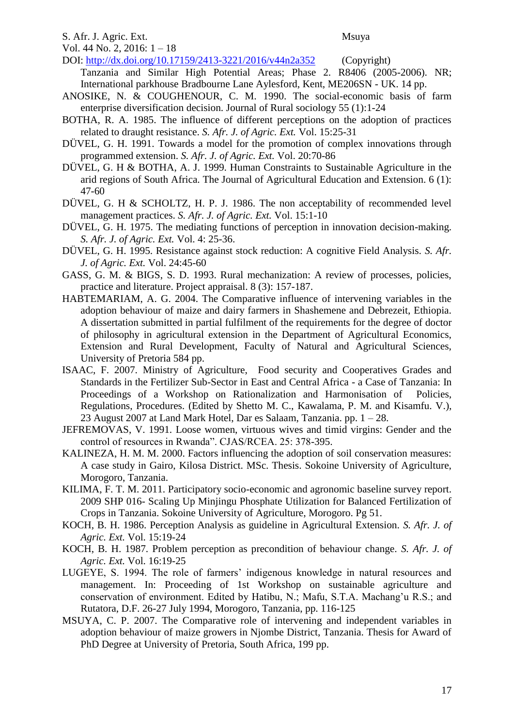Tanzania and Similar High Potential Areas; Phase 2. R8406 (2005-2006). NR; International parkhouse Bradbourne Lane Aylesford, Kent, ME206SN - UK. 14 pp.

ANOSIKE, N. & COUGHENOUR, C. M. 1990. The social-economic basis of farm enterprise diversification decision. Journal of Rural sociology 55 (1):1-24

BOTHA, R. A. 1985. The influence of different perceptions on the adoption of practices related to draught resistance. *S. Afr. J. of Agric. Ext.* Vol. 15:25-31

DÜVEL, G. H. 1991. Towards a model for the promotion of complex innovations through programmed extension. *S. Afr. J. of Agric. Ext.* Vol. 20:70-86

DÜVEL, G. H & BOTHA, A. J. 1999. Human Constraints to Sustainable Agriculture in the arid regions of South Africa. The Journal of Agricultural Education and Extension. 6 (1): 47-60

DÜVEL, G. H & SCHOLTZ, H. P. J. 1986. The non acceptability of recommended level management practices. *S. Afr. J. of Agric. Ext.* Vol. 15:1-10

DÜVEL, G. H. 1975. The mediating functions of perception in innovation decision-making. *S. Afr. J. of Agric. Ext.* Vol. 4: 25-36.

DÜVEL, G. H. 1995. Resistance against stock reduction: A cognitive Field Analysis. *S. Afr. J. of Agric. Ext.* Vol. 24:45-60

GASS, G. M. & BIGS, S. D. 1993. Rural mechanization: A review of processes, policies, practice and literature. Project appraisal. 8 (3): 157-187.

HABTEMARIAM, A. G. 2004. The Comparative influence of intervening variables in the adoption behaviour of maize and dairy farmers in Shashemene and Debrezeit, Ethiopia. A dissertation submitted in partial fulfilment of the requirements for the degree of doctor of philosophy in agricultural extension in the Department of Agricultural Economics, Extension and Rural Development, Faculty of Natural and Agricultural Sciences, University of Pretoria 584 pp.

ISAAC, F. 2007. Ministry of Agriculture, Food security and Cooperatives Grades and Standards in the Fertilizer Sub-Sector in East and Central Africa - a Case of Tanzania: In Proceedings of a Workshop on Rationalization and Harmonisation of Policies, Regulations, Procedures. (Edited by Shetto M. C., Kawalama, P. M. and Kisamfu. V.), 23 August 2007 at Land Mark Hotel, Dar es Salaam, Tanzania. pp. 1 – 28.

JEFREMOVAS, V. 1991. Loose women, virtuous wives and timid virgins: Gender and the control of resources in Rwanda". CJAS/RCEA. 25: 378-395.

KALINEZA, H. M. M. 2000. Factors influencing the adoption of soil conservation measures: A case study in Gairo, Kilosa District. MSc. Thesis. Sokoine University of Agriculture, Morogoro, Tanzania.

KILIMA, F. T. M. 2011. Participatory socio-economic and agronomic baseline survey report. 2009 SHP 016- Scaling Up Minjingu Phosphate Utilization for Balanced Fertilization of Crops in Tanzania. Sokoine University of Agriculture, Morogoro. Pg 51.

KOCH, B. H. 1986. Perception Analysis as guideline in Agricultural Extension. *S. Afr. J. of Agric. Ext.* Vol. 15:19-24

KOCH, B. H. 1987. Problem perception as precondition of behaviour change. *S. Afr. J. of Agric. Ext.* Vol. 16:19-25

LUGEYE, S. 1994. The role of farmers' indigenous knowledge in natural resources and management. In: Proceeding of 1st Workshop on sustainable agriculture and conservation of environment. Edited by Hatibu, N.; Mafu, S.T.A. Machang'u R.S.; and Rutatora, D.F. 26-27 July 1994, Morogoro, Tanzania, pp. 116-125

MSUYA, C. P. 2007. The Comparative role of intervening and independent variables in adoption behaviour of maize growers in Njombe District, Tanzania. Thesis for Award of PhD Degree at University of Pretoria, South Africa, 199 pp.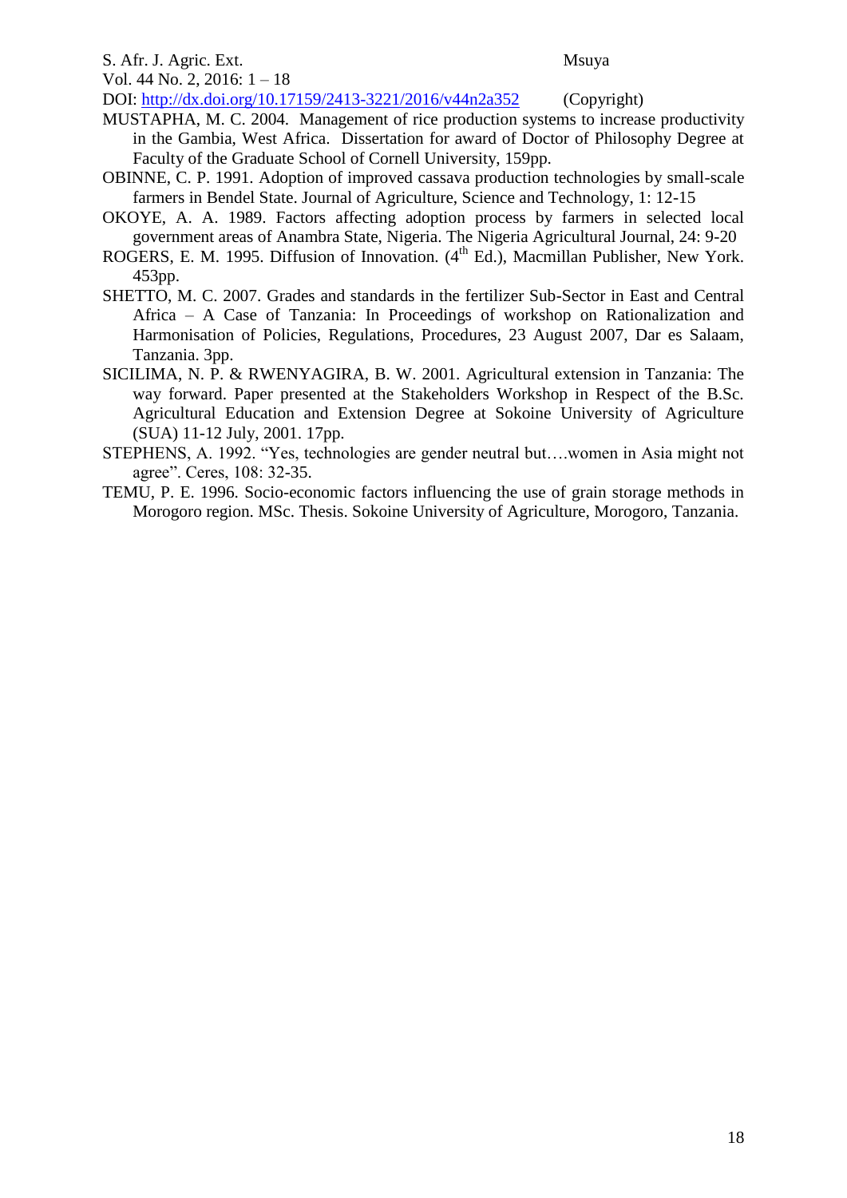MUSTAPHA, M. C. 2004. Management of rice production systems to increase productivity in the Gambia, West Africa. Dissertation for award of Doctor of Philosophy Degree at Faculty of the Graduate School of Cornell University, 159pp.

OBINNE, C. P. 1991. Adoption of improved cassava production technologies by small-scale farmers in Bendel State. Journal of Agriculture, Science and Technology, 1: 12-15

OKOYE, A. A. 1989. Factors affecting adoption process by farmers in selected local government areas of Anambra State, Nigeria. The Nigeria Agricultural Journal, 24: 9-20

ROGERS, E. M. 1995. Diffusion of Innovation. (4th Ed.), Macmillan Publisher, New York. 453pp.

SHETTO, M. C. 2007. Grades and standards in the fertilizer Sub-Sector in East and Central Africa – A Case of Tanzania: In Proceedings of workshop on Rationalization and Harmonisation of Policies, Regulations, Procedures, 23 August 2007, Dar es Salaam, Tanzania. 3pp.

SICILIMA, N. P. & RWENYAGIRA, B. W. 2001. Agricultural extension in Tanzania: The way forward. Paper presented at the Stakeholders Workshop in Respect of the B.Sc. Agricultural Education and Extension Degree at Sokoine University of Agriculture (SUA) 11-12 July, 2001. 17pp.

STEPHENS, A. 1992. "Yes, technologies are gender neutral but….women in Asia might not agree". Ceres, 108: 32-35.

TEMU, P. E. 1996. Socio-economic factors influencing the use of grain storage methods in Morogoro region. MSc. Thesis. Sokoine University of Agriculture, Morogoro, Tanzania.